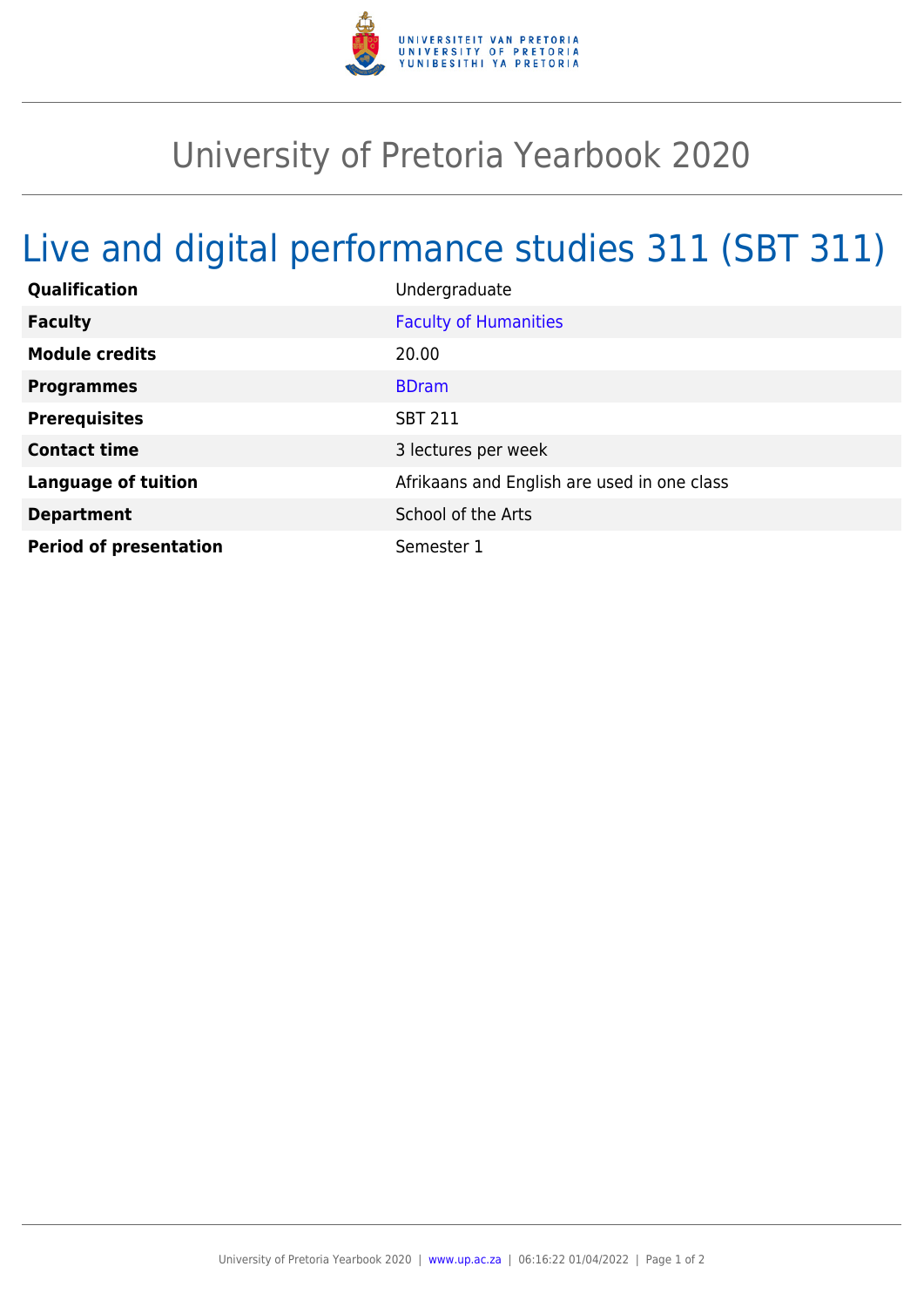# University of Pretoria Yearbook 2020

## Live and digital performance studies 311 (SBT 311)

| | |
|---|---|
| **Qualification** | Undergraduate |
| **Faculty** | Faculty of Humanities |
| **Module credits** | 20.00 |
| **Programmes** | BDram |
| **Prerequisites** | SBT 211 |
| **Contact time** | 3 lectures per week |
| **Language of tuition** | Afrikaans and English are used in one class |
| **Department** | School of the Arts |
| **Period of presentation** | Semester 1 |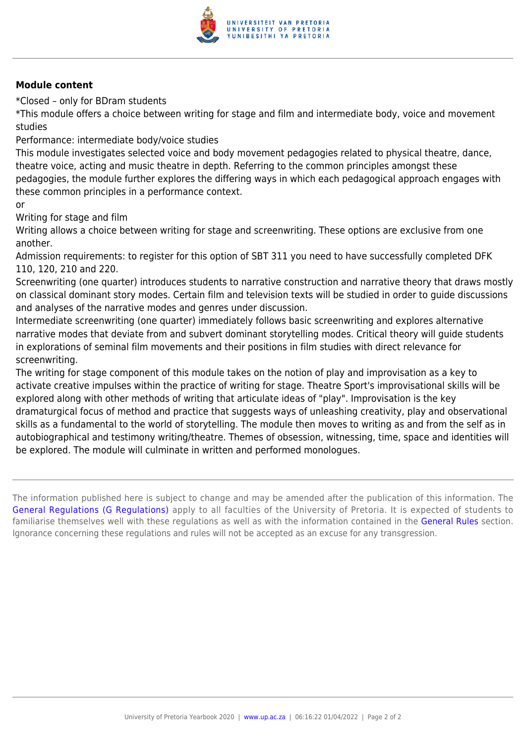**Module content**

*Closed – only for BDram students

*This module offers a choice between writing for stage and film and intermediate body, voice and movement studies

Performance: intermediate body/voice studies

This module investigates selected voice and body movement pedagogies related to physical theatre, dance, theatre voice, acting and music theatre in depth. Referring to the common principles amongst these pedagogies, the module further explores the differing ways in which each pedagogical approach engages with these common principles in a performance context.

or

Writing for stage and film

Writing allows a choice between writing for stage and screenwriting. These options are exclusive from one another.

Admission requirements: to register for this option of SBT 311 you need to have successfully completed DFK 110, 120, 210 and 220.

Screenwriting (one quarter) introduces students to narrative construction and narrative theory that draws mostly on classical dominant story modes. Certain film and television texts will be studied in order to guide discussions and analyses of the narrative modes and genres under discussion.

Intermediate screenwriting (one quarter) immediately follows basic screenwriting and explores alternative narrative modes that deviate from and subvert dominant storytelling modes. Critical theory will guide students in explorations of seminal film movements and their positions in film studies with direct relevance for screenwriting.

The writing for stage component of this module takes on the notion of play and improvisation as a key to activate creative impulses within the practice of writing for stage. Theatre Sport's improvisational skills will be explored along with other methods of writing that articulate ideas of "play". Improvisation is the key dramaturgical focus of method and practice that suggests ways of unleashing creativity, play and observational skills as a fundamental to the world of storytelling. The module then moves to writing as and from the self as in autobiographical and testimony writing/theatre. Themes of obsession, witnessing, time, space and identities will be explored. The module will culminate in written and performed monologues.

The information published here is subject to change and may be amended after the publication of this information. The General Regulations (G Regulations) apply to all faculties of the University of Pretoria. It is expected of students to familiarise themselves well with these regulations as well as with the information contained in the General Rules section. Ignorance concerning these regulations and rules will not be accepted as an excuse for any transgression.